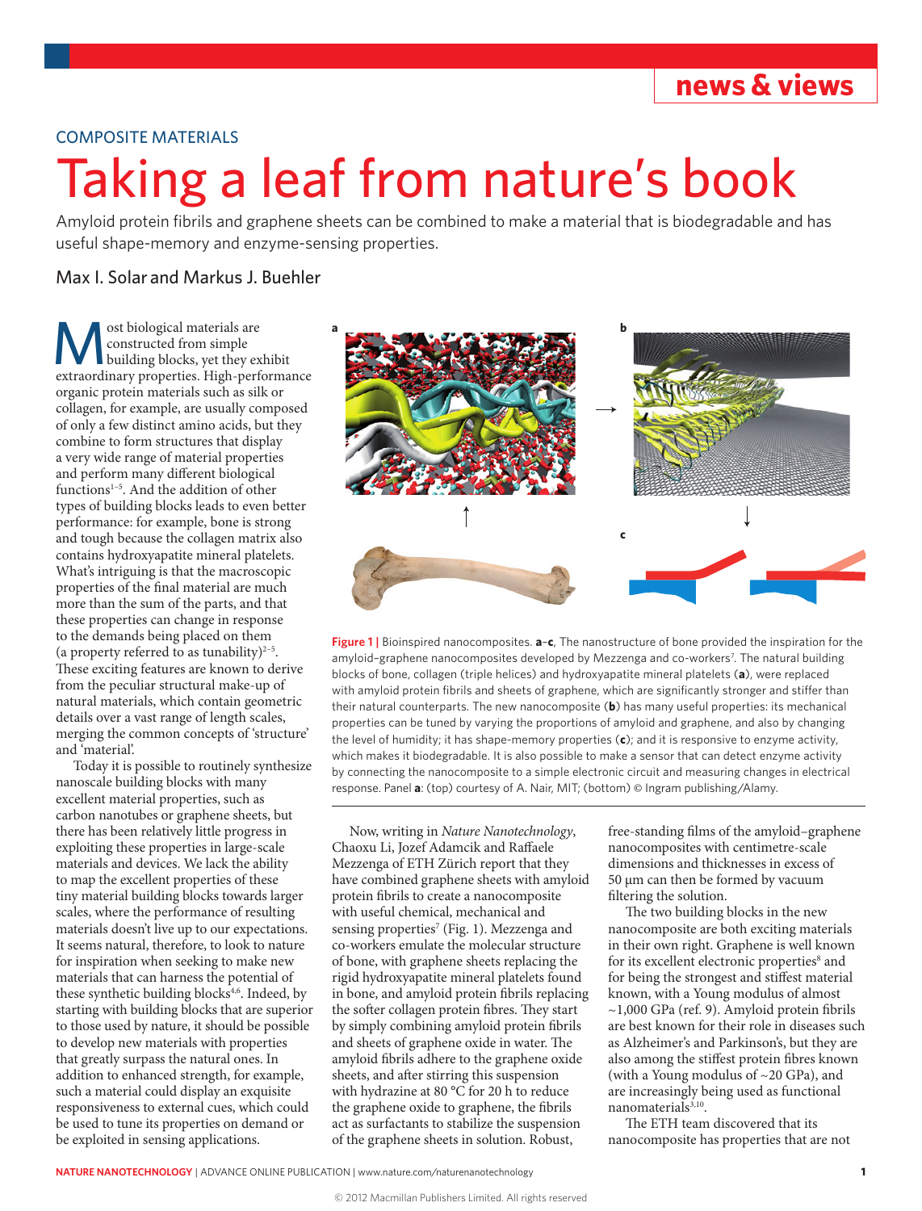COMPOSITE MATERIALS

# Taking a leaf from nature's book

Amyloid protein fibrils and graphene sheets can be combined to make a material that is biodegradable and has useful shape-memory and enzyme-sensing properties.

Max I. Solar and Markus J. Buehler

Most biological materials are constructed from simple building blocks, yet they exhibit extraordinary properties. High-performance organic protein materials such as silk or collagen, for example, are usually composed of only a few distinct amino acids, but they combine to form structures that display a very wide range of material properties and perform many different biological functions[1–5]. And the addition of other types of building blocks leads to even better performance: for example, bone is strong and tough because the collagen matrix also contains hydroxyapatite mineral platelets. What's intriguing is that the macroscopic properties of the final material are much more than the sum of the parts, and that these properties can change in response to the demands being placed on them (a property referred to as tunability)[2–5]. These exciting features are known to derive from the peculiar structural make-up of natural materials, which contain geometric details over a vast range of length scales, merging the common concepts of 'structure' and 'material'.

Today it is possible to routinely synthesize nanoscale building blocks with many excellent material properties, such as carbon nanotubes or graphene sheets, but there has been relatively little progress in exploiting these properties in large-scale materials and devices. We lack the ability to map the excellent properties of these tiny material building blocks towards larger scales, where the performance of resulting materials doesn't live up to our expectations. It seems natural, therefore, to look to nature for inspiration when seeking to make new materials that can harness the potential of these synthetic building blocks[4,6]. Indeed, by starting with building blocks that are superior to those used by nature, it should be possible to develop new materials with properties that greatly surpass the natural ones. In addition to enhanced strength, for example, such a material could display an exquisite responsiveness to external cues, which could be used to tune its properties on demand or be exploited in sensing applications.

**Figure 1 |** Bioinspired nanocomposites. **a–c**, The nanostructure of bone provided the inspiration for the amyloid–graphene nanocomposites developed by Mezzenga and co-workers[7]. The natural building blocks of bone, collagen (triple helices) and hydroxyapatite mineral platelets (**a**), were replaced with amyloid protein fibrils and sheets of graphene, which are significantly stronger and stiffer than their natural counterparts. The new nanocomposite (**b**) has many useful properties: its mechanical properties can be tuned by varying the proportions of amyloid and graphene, and also by changing the level of humidity; it has shape-memory properties (**c**); and it is responsive to enzyme activity, which makes it biodegradable. It is also possible to make a sensor that can detect enzyme activity by connecting the nanocomposite to a simple electronic circuit and measuring changes in electrical response. Panel **a**: (top) courtesy of A. Nair, MIT; (bottom) © Ingram publishing/Alamy.

Now, writing in *Nature Nanotechnology*, Chaoxu Li, Jozef Adamcik and Raffaele Mezzenga of ETH Zürich report that they have combined graphene sheets with amyloid protein fibrils to create a nanocomposite with useful chemical, mechanical and sensing properties[7] (Fig. 1). Mezzenga and co-workers emulate the molecular structure of bone, with graphene sheets replacing the rigid hydroxyapatite mineral platelets found in bone, and amyloid protein fibrils replacing the softer collagen protein fibres. They start by simply combining amyloid protein fibrils and sheets of graphene oxide in water. The amyloid fibrils adhere to the graphene oxide sheets, and after stirring this suspension with hydrazine at 80 °C for 20 h to reduce the graphene oxide to graphene, the fibrils act as surfactants to stabilize the suspension of the graphene sheets in solution. Robust, free-standing films of the amyloid–graphene nanocomposites with centimetre-scale dimensions and thicknesses in excess of 50 μm can then be formed by vacuum filtering the solution.

The two building blocks in the new nanocomposite are both exciting materials in their own right. Graphene is well known for its excellent electronic properties[8] and for being the strongest and stiffest material known, with a Young modulus of almost ~1,000 GPa (ref. 9). Amyloid protein fibrils are best known for their role in diseases such as Alzheimer's and Parkinson's, but they are also among the stiffest protein fibres known (with a Young modulus of ~20 GPa), and are increasingly being used as functional nanomaterials[3,10].

The ETH team discovered that its nanocomposite has properties that are not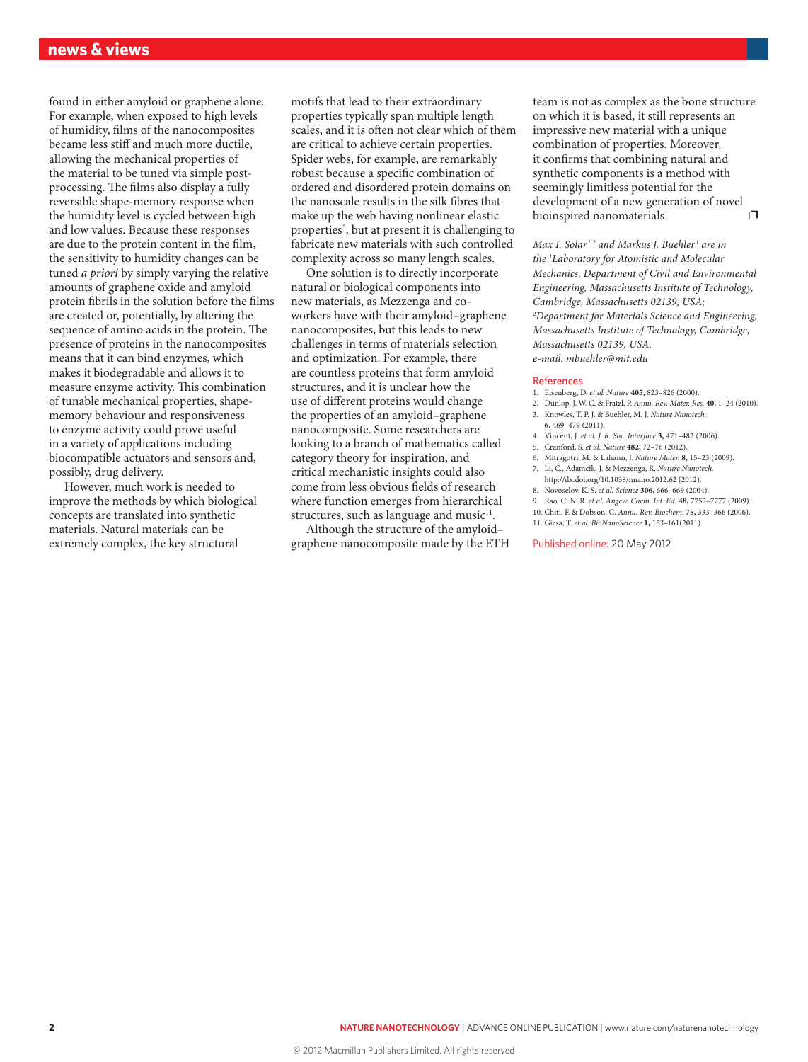found in either amyloid or graphene alone. For example, when exposed to high levels of humidity, films of the nanocomposites became less stiff and much more ductile, allowing the mechanical properties of the material to be tuned via simple post-processing. The films also display a fully reversible shape-memory response when the humidity level is cycled between high and low values. Because these responses are due to the protein content in the film, the sensitivity to humidity changes can be tuned *a priori* by simply varying the relative amounts of graphene oxide and amyloid protein fibrils in the solution before the films are created or, potentially, by altering the sequence of amino acids in the protein. The presence of proteins in the nanocomposites means that it can bind enzymes, which makes it biodegradable and allows it to measure enzyme activity. This combination of tunable mechanical properties, shape-memory behaviour and responsiveness to enzyme activity could prove useful in a variety of applications including biocompatible actuators and sensors and, possibly, drug delivery.

However, much work is needed to improve the methods by which biological concepts are translated into synthetic materials. Natural materials can be extremely complex, the key structural motifs that lead to their extraordinary properties typically span multiple length scales, and it is often not clear which of them are critical to achieve certain properties. Spider webs, for example, are remarkably robust because a specific combination of ordered and disordered protein domains on the nanoscale results in the silk fibres that make up the web having nonlinear elastic properties[5], but at present it is challenging to fabricate new materials with such controlled complexity across so many length scales.

One solution is to directly incorporate natural or biological components into new materials, as Mezzenga and co-workers have with their amyloid–graphene nanocomposites, but this leads to new challenges in terms of materials selection and optimization. For example, there are countless proteins that form amyloid structures, and it is unclear how the use of different proteins would change the properties of an amyloid–graphene nanocomposite. Some researchers are looking to a branch of mathematics called category theory for inspiration, and critical mechanistic insights could also come from less obvious fields of research where function emerges from hierarchical structures, such as language and music[11].

Although the structure of the amyloid–graphene nanocomposite made by the ETH team is not as complex as the bone structure on which it is based, it still represents an impressive new material with a unique combination of properties. Moreover, it confirms that combining natural and synthetic components is a method with seemingly limitless potential for the development of a new generation of novel bioinspired nanomaterials. ❐

*Max I. Solar[1,2] and Markus J. Buehler[1] are in the [1]Laboratory for Atomistic and Molecular Mechanics, Department of Civil and Environmental Engineering, Massachusetts Institute of Technology, Cambridge, Massachusetts 02139, USA; [2]Department for Materials Science and Engineering, Massachusetts Institute of Technology, Cambridge, Massachusetts 02139, USA.*
*e-mail: mbuehler@mit.edu*

## References

1. Eisenberg, D. *et al. Nature* **405,** 823–826 (2000).
2. Dunlop, J. W. C. & Fratzl, P. *Annu. Rev. Mater. Res.* **40,** 1–24 (2010).
3. Knowles, T. P. J. & Buehler, M. J. *Nature Nanotech.* **6,** 469–479 (2011).
4. Vincent, J. *et al. J. R. Soc. Interface* **3,** 471–482 (2006).
5. Cranford, S. *et al. Nature* **482,** 72–76 (2012).
6. Mitragotri, M. & Lahann, J. *Nature Mater.* **8,** 15–23 (2009).
7. Li, C., Adamcik, J. & Mezzenga, R. *Nature Nanotech.* http://dx.doi.org/10.1038/nnano.2012.62 (2012).
8. Novoselov, K. S. *et al. Science* **306,** 666–669 (2004).
9. Rao, C. N. R. *et al. Angew. Chem. Int. Ed.* **48,** 7752–7777 (2009).
10. Chiti, F. & Dobson, C. *Annu. Rev. Biochem.* **75,** 333–366 (2006).
11. Giesa, T. *et al. BioNanoScience* **1,** 153–161(2011).

Published online: 20 May 2012